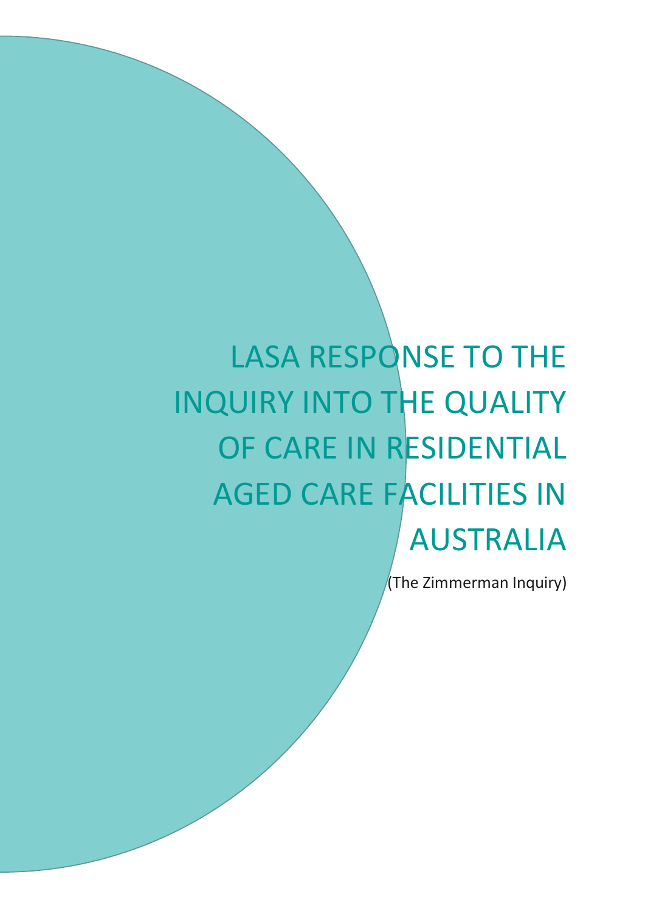# LASA RESPONSE TO THE INQUIRY INTO THE QUALITY OF CARE IN RESIDENTIAL AGED CARE FACILITIES IN AUSTRALIA

(The Zimmerman Inquiry)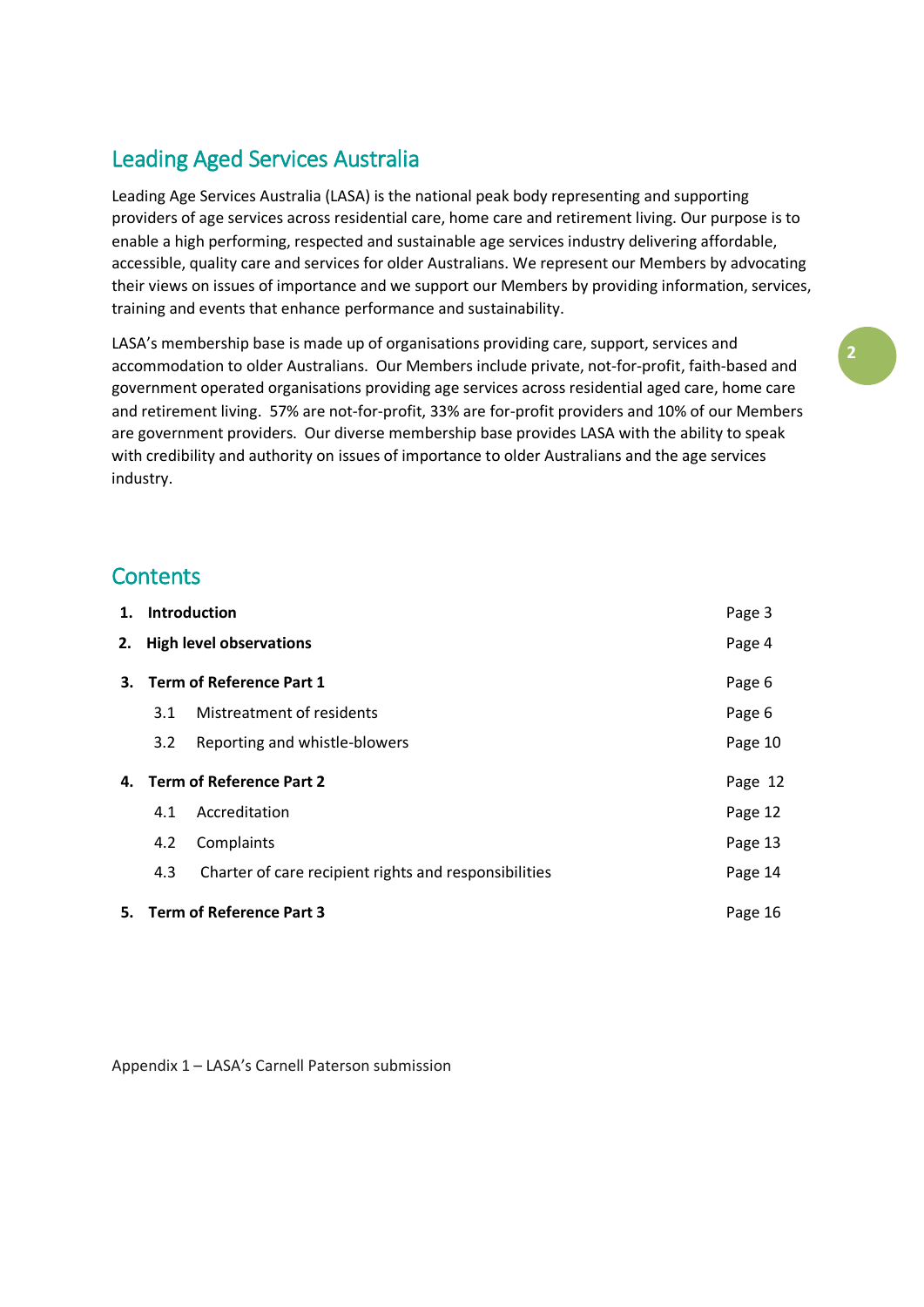## Leading Aged Services Australia

Leading Age Services Australia (LASA) is the national peak body representing and supporting providers of age services across residential care, home care and retirement living. Our purpose is to enable a high performing, respected and sustainable age services industry delivering affordable, accessible, quality care and services for older Australians. We represent our Members by advocating their views on issues of importance and we support our Members by providing information, services, training and events that enhance performance and sustainability.

LASA's membership base is made up of organisations providing care, support, services and accommodation to older Australians. Our Members include private, not-for-profit, faith-based and government operated organisations providing age services across residential aged care, home care and retirement living. 57% are not-for-profit, 33% are for-profit providers and 10% of our Members are government providers. Our diverse membership base provides LASA with the ability to speak with credibility and authority on issues of importance to older Australians and the age services industry.

## Contents

| | | |
|---|---|---|
| **1.** | **Introduction** | Page 3 |
| **2.** | **High level observations** | Page 4 |
| **3.** | **Term of Reference Part 1** | Page 6 |
| | 3.1 Mistreatment of residents | Page 6 |
| | 3.2 Reporting and whistle-blowers | Page 10 |
| **4.** | **Term of Reference Part 2** | Page 12 |
| | 4.1 Accreditation | Page 12 |
| | 4.2 Complaints | Page 13 |
| | 4.3 Charter of care recipient rights and responsibilities | Page 14 |
| **5.** | **Term of Reference Part 3** | Page 16 |

Appendix 1 – LASA's Carnell Paterson submission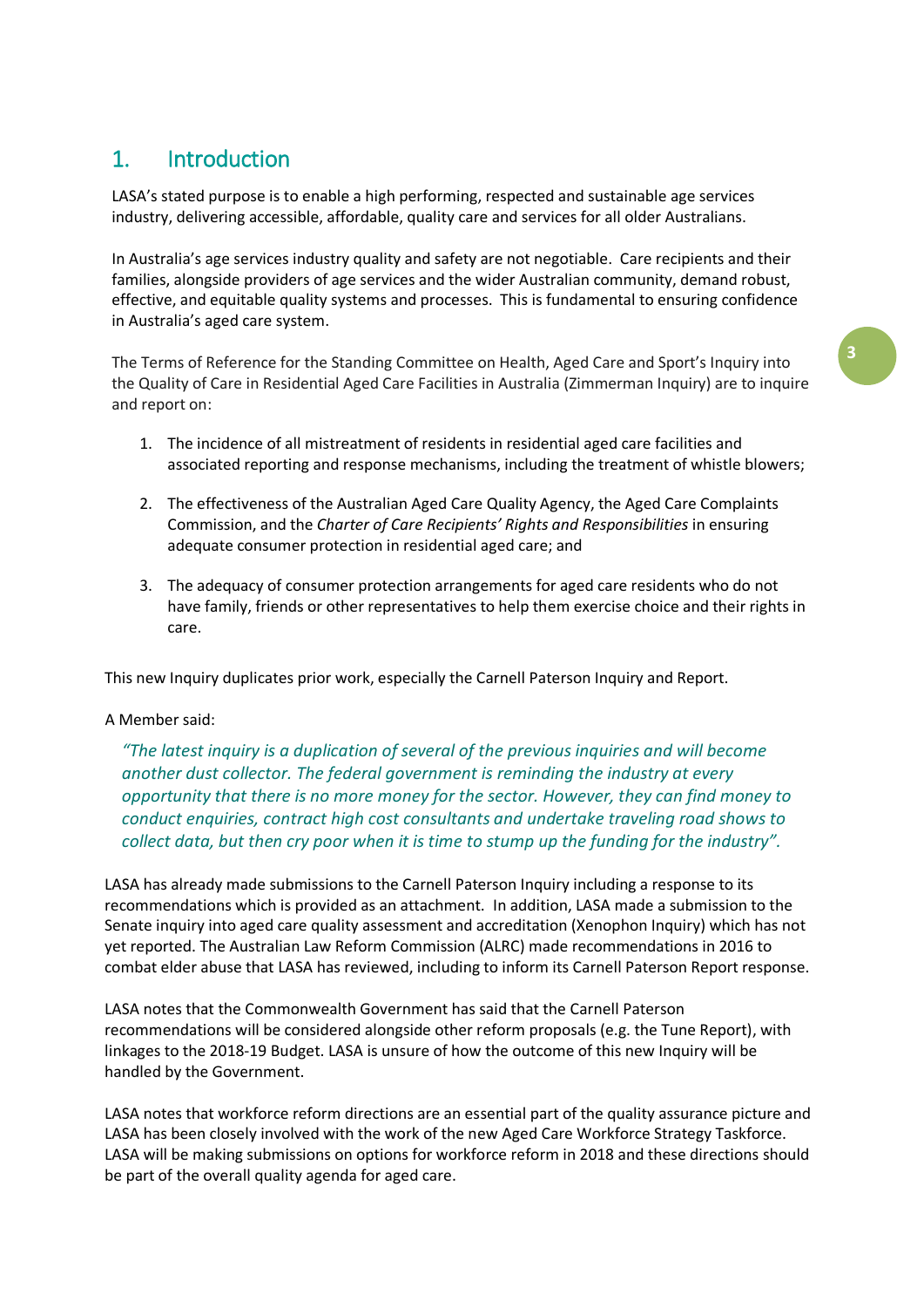# 1. Introduction

LASA's stated purpose is to enable a high performing, respected and sustainable age services industry, delivering accessible, affordable, quality care and services for all older Australians.

In Australia's age services industry quality and safety are not negotiable. Care recipients and their families, alongside providers of age services and the wider Australian community, demand robust, effective, and equitable quality systems and processes. This is fundamental to ensuring confidence in Australia's aged care system.

The Terms of Reference for the Standing Committee on Health, Aged Care and Sport's Inquiry into the Quality of Care in Residential Aged Care Facilities in Australia (Zimmerman Inquiry) are to inquire and report on:

1. The incidence of all mistreatment of residents in residential aged care facilities and associated reporting and response mechanisms, including the treatment of whistle blowers;

2. The effectiveness of the Australian Aged Care Quality Agency, the Aged Care Complaints Commission, and the *Charter of Care Recipients' Rights and Responsibilities* in ensuring adequate consumer protection in residential aged care; and

3. The adequacy of consumer protection arrangements for aged care residents who do not have family, friends or other representatives to help them exercise choice and their rights in care.

This new Inquiry duplicates prior work, especially the Carnell Paterson Inquiry and Report.

A Member said:

> *"The latest inquiry is a duplication of several of the previous inquiries and will become another dust collector. The federal government is reminding the industry at every opportunity that there is no more money for the sector. However, they can find money to conduct enquiries, contract high cost consultants and undertake traveling road shows to collect data, but then cry poor when it is time to stump up the funding for the industry".*

LASA has already made submissions to the Carnell Paterson Inquiry including a response to its recommendations which is provided as an attachment. In addition, LASA made a submission to the Senate inquiry into aged care quality assessment and accreditation (Xenophon Inquiry) which has not yet reported. The Australian Law Reform Commission (ALRC) made recommendations in 2016 to combat elder abuse that LASA has reviewed, including to inform its Carnell Paterson Report response.

LASA notes that the Commonwealth Government has said that the Carnell Paterson recommendations will be considered alongside other reform proposals (e.g. the Tune Report), with linkages to the 2018-19 Budget. LASA is unsure of how the outcome of this new Inquiry will be handled by the Government.

LASA notes that workforce reform directions are an essential part of the quality assurance picture and LASA has been closely involved with the work of the new Aged Care Workforce Strategy Taskforce. LASA will be making submissions on options for workforce reform in 2018 and these directions should be part of the overall quality agenda for aged care.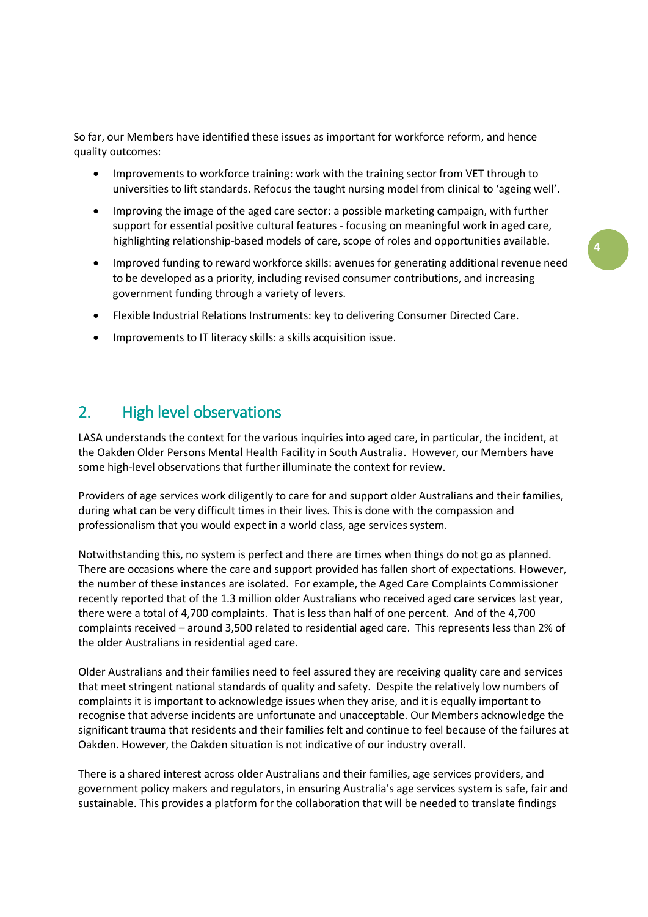So far, our Members have identified these issues as important for workforce reform, and hence quality outcomes:

- Improvements to workforce training: work with the training sector from VET through to universities to lift standards. Refocus the taught nursing model from clinical to 'ageing well'.
- Improving the image of the aged care sector: a possible marketing campaign, with further support for essential positive cultural features - focusing on meaningful work in aged care, highlighting relationship-based models of care, scope of roles and opportunities available.
- Improved funding to reward workforce skills: avenues for generating additional revenue need to be developed as a priority, including revised consumer contributions, and increasing government funding through a variety of levers.
- Flexible Industrial Relations Instruments: key to delivering Consumer Directed Care.
- Improvements to IT literacy skills: a skills acquisition issue.

## 2. High level observations

LASA understands the context for the various inquiries into aged care, in particular, the incident, at the Oakden Older Persons Mental Health Facility in South Australia. However, our Members have some high-level observations that further illuminate the context for review.

Providers of age services work diligently to care for and support older Australians and their families, during what can be very difficult times in their lives. This is done with the compassion and professionalism that you would expect in a world class, age services system.

Notwithstanding this, no system is perfect and there are times when things do not go as planned. There are occasions where the care and support provided has fallen short of expectations. However, the number of these instances are isolated. For example, the Aged Care Complaints Commissioner recently reported that of the 1.3 million older Australians who received aged care services last year, there were a total of 4,700 complaints. That is less than half of one percent. And of the 4,700 complaints received – around 3,500 related to residential aged care. This represents less than 2% of the older Australians in residential aged care.

Older Australians and their families need to feel assured they are receiving quality care and services that meet stringent national standards of quality and safety. Despite the relatively low numbers of complaints it is important to acknowledge issues when they arise, and it is equally important to recognise that adverse incidents are unfortunate and unacceptable. Our Members acknowledge the significant trauma that residents and their families felt and continue to feel because of the failures at Oakden. However, the Oakden situation is not indicative of our industry overall.

There is a shared interest across older Australians and their families, age services providers, and government policy makers and regulators, in ensuring Australia's age services system is safe, fair and sustainable. This provides a platform for the collaboration that will be needed to translate findings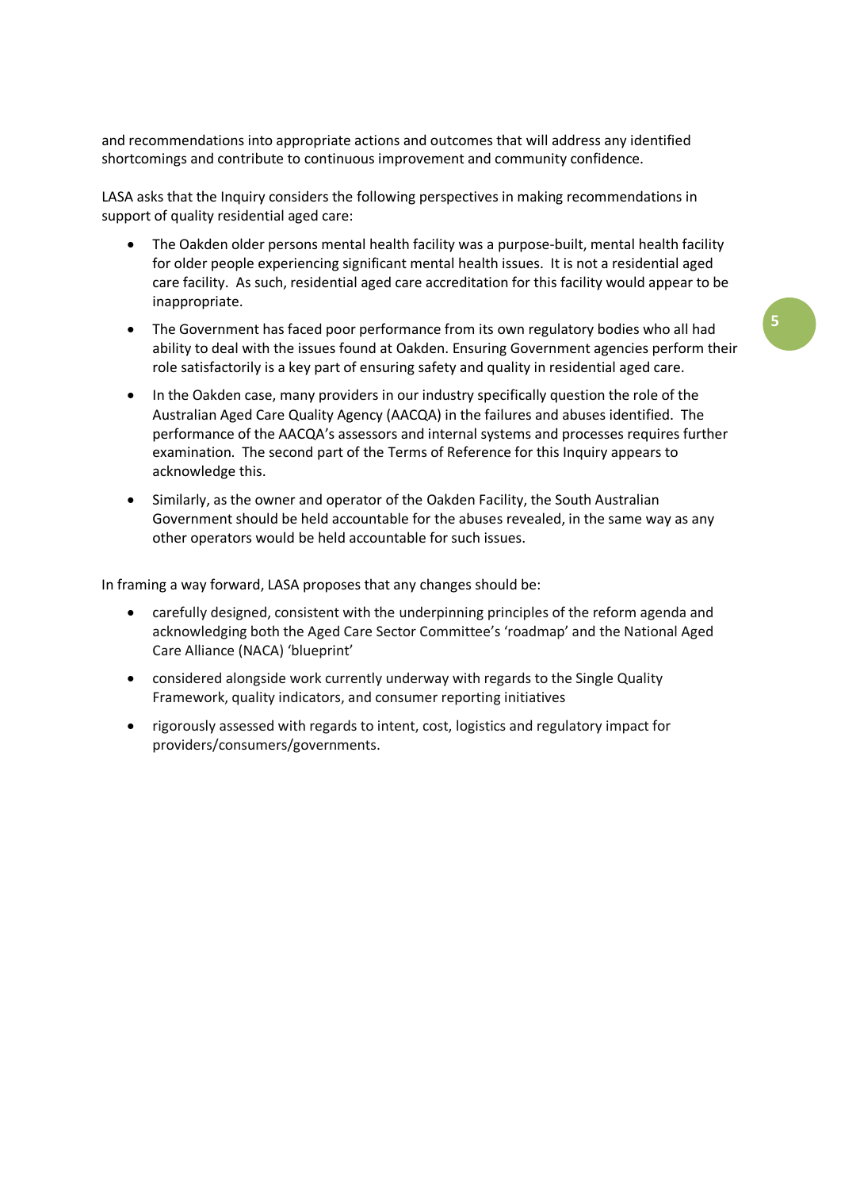and recommendations into appropriate actions and outcomes that will address any identified shortcomings and contribute to continuous improvement and community confidence.

LASA asks that the Inquiry considers the following perspectives in making recommendations in support of quality residential aged care:

- The Oakden older persons mental health facility was a purpose-built, mental health facility for older people experiencing significant mental health issues. It is not a residential aged care facility. As such, residential aged care accreditation for this facility would appear to be inappropriate.
- The Government has faced poor performance from its own regulatory bodies who all had ability to deal with the issues found at Oakden. Ensuring Government agencies perform their role satisfactorily is a key part of ensuring safety and quality in residential aged care.
- In the Oakden case, many providers in our industry specifically question the role of the Australian Aged Care Quality Agency (AACQA) in the failures and abuses identified. The performance of the AACQA's assessors and internal systems and processes requires further examination. The second part of the Terms of Reference for this Inquiry appears to acknowledge this.
- Similarly, as the owner and operator of the Oakden Facility, the South Australian Government should be held accountable for the abuses revealed, in the same way as any other operators would be held accountable for such issues.

In framing a way forward, LASA proposes that any changes should be:

- carefully designed, consistent with the underpinning principles of the reform agenda and acknowledging both the Aged Care Sector Committee's 'roadmap' and the National Aged Care Alliance (NACA) 'blueprint'
- considered alongside work currently underway with regards to the Single Quality Framework, quality indicators, and consumer reporting initiatives
- rigorously assessed with regards to intent, cost, logistics and regulatory impact for providers/consumers/governments.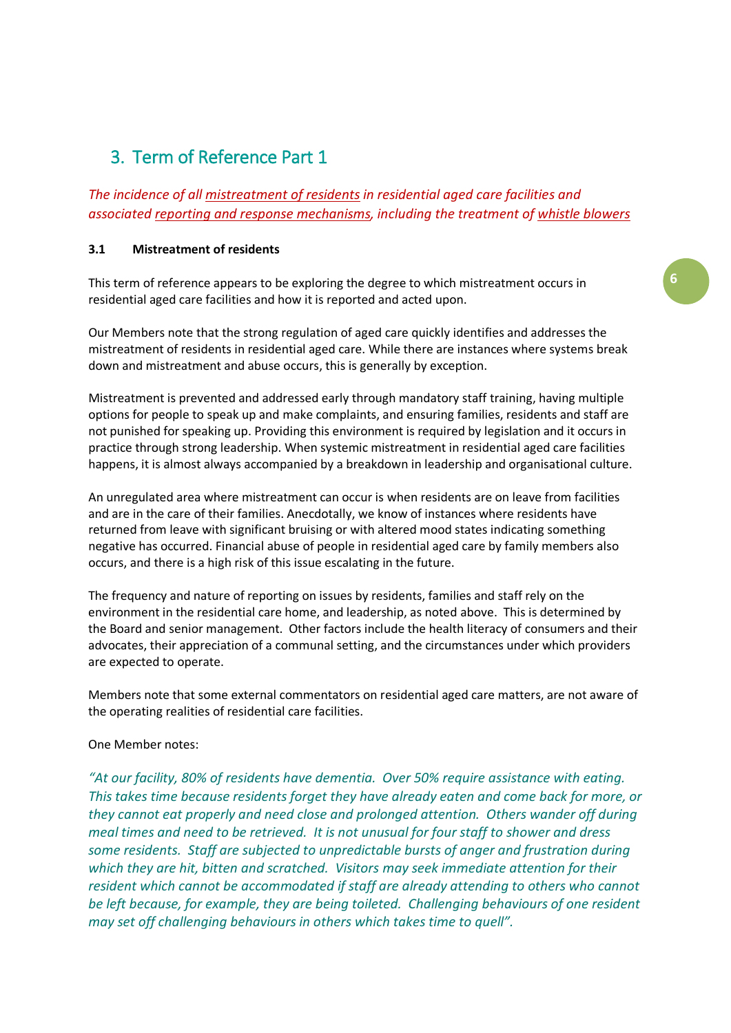## 3. Term of Reference Part 1

*The incidence of all mistreatment of residents in residential aged care facilities and associated reporting and response mechanisms, including the treatment of whistle blowers*

### 3.1 Mistreatment of residents

This term of reference appears to be exploring the degree to which mistreatment occurs in residential aged care facilities and how it is reported and acted upon.

Our Members note that the strong regulation of aged care quickly identifies and addresses the mistreatment of residents in residential aged care. While there are instances where systems break down and mistreatment and abuse occurs, this is generally by exception.

Mistreatment is prevented and addressed early through mandatory staff training, having multiple options for people to speak up and make complaints, and ensuring families, residents and staff are not punished for speaking up. Providing this environment is required by legislation and it occurs in practice through strong leadership. When systemic mistreatment in residential aged care facilities happens, it is almost always accompanied by a breakdown in leadership and organisational culture.

An unregulated area where mistreatment can occur is when residents are on leave from facilities and are in the care of their families. Anecdotally, we know of instances where residents have returned from leave with significant bruising or with altered mood states indicating something negative has occurred. Financial abuse of people in residential aged care by family members also occurs, and there is a high risk of this issue escalating in the future.

The frequency and nature of reporting on issues by residents, families and staff rely on the environment in the residential care home, and leadership, as noted above. This is determined by the Board and senior management. Other factors include the health literacy of consumers and their advocates, their appreciation of a communal setting, and the circumstances under which providers are expected to operate.

Members note that some external commentators on residential aged care matters, are not aware of the operating realities of residential care facilities.

One Member notes:

*"At our facility, 80% of residents have dementia. Over 50% require assistance with eating. This takes time because residents forget they have already eaten and come back for more, or they cannot eat properly and need close and prolonged attention. Others wander off during meal times and need to be retrieved. It is not unusual for four staff to shower and dress some residents. Staff are subjected to unpredictable bursts of anger and frustration during which they are hit, bitten and scratched. Visitors may seek immediate attention for their resident which cannot be accommodated if staff are already attending to others who cannot be left because, for example, they are being toileted. Challenging behaviours of one resident may set off challenging behaviours in others which takes time to quell".*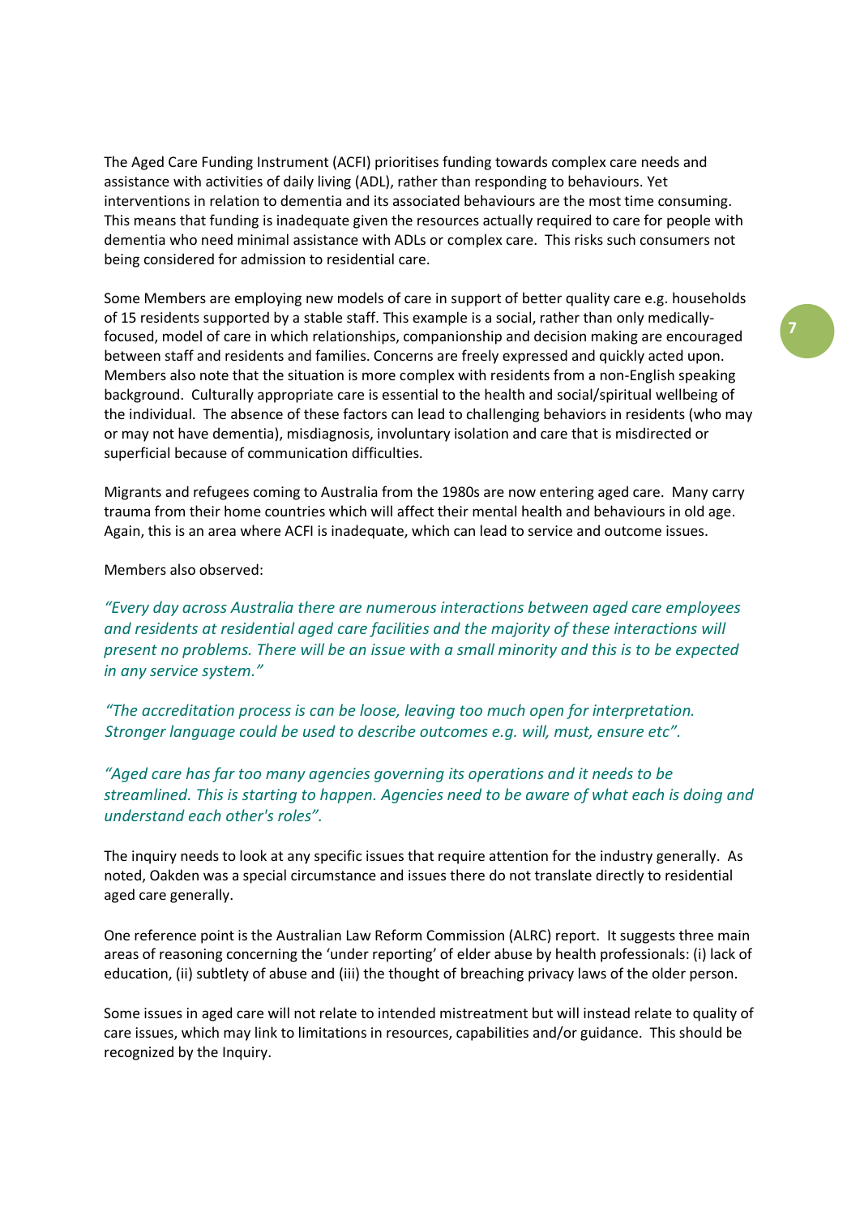The Aged Care Funding Instrument (ACFI) prioritises funding towards complex care needs and assistance with activities of daily living (ADL), rather than responding to behaviours. Yet interventions in relation to dementia and its associated behaviours are the most time consuming. This means that funding is inadequate given the resources actually required to care for people with dementia who need minimal assistance with ADLs or complex care. This risks such consumers not being considered for admission to residential care.

Some Members are employing new models of care in support of better quality care e.g. households of 15 residents supported by a stable staff. This example is a social, rather than only medically-focused, model of care in which relationships, companionship and decision making are encouraged between staff and residents and families. Concerns are freely expressed and quickly acted upon. Members also note that the situation is more complex with residents from a non-English speaking background. Culturally appropriate care is essential to the health and social/spiritual wellbeing of the individual. The absence of these factors can lead to challenging behaviors in residents (who may or may not have dementia), misdiagnosis, involuntary isolation and care that is misdirected or superficial because of communication difficulties.

Migrants and refugees coming to Australia from the 1980s are now entering aged care. Many carry trauma from their home countries which will affect their mental health and behaviours in old age. Again, this is an area where ACFI is inadequate, which can lead to service and outcome issues.

Members also observed:

*"Every day across Australia there are numerous interactions between aged care employees and residents at residential aged care facilities and the majority of these interactions will present no problems. There will be an issue with a small minority and this is to be expected in any service system."*

*"The accreditation process is can be loose, leaving too much open for interpretation. Stronger language could be used to describe outcomes e.g. will, must, ensure etc".*

*"Aged care has far too many agencies governing its operations and it needs to be streamlined. This is starting to happen. Agencies need to be aware of what each is doing and understand each other's roles".*

The inquiry needs to look at any specific issues that require attention for the industry generally. As noted, Oakden was a special circumstance and issues there do not translate directly to residential aged care generally.

One reference point is the Australian Law Reform Commission (ALRC) report. It suggests three main areas of reasoning concerning the 'under reporting' of elder abuse by health professionals: (i) lack of education, (ii) subtlety of abuse and (iii) the thought of breaching privacy laws of the older person.

Some issues in aged care will not relate to intended mistreatment but will instead relate to quality of care issues, which may link to limitations in resources, capabilities and/or guidance. This should be recognized by the Inquiry.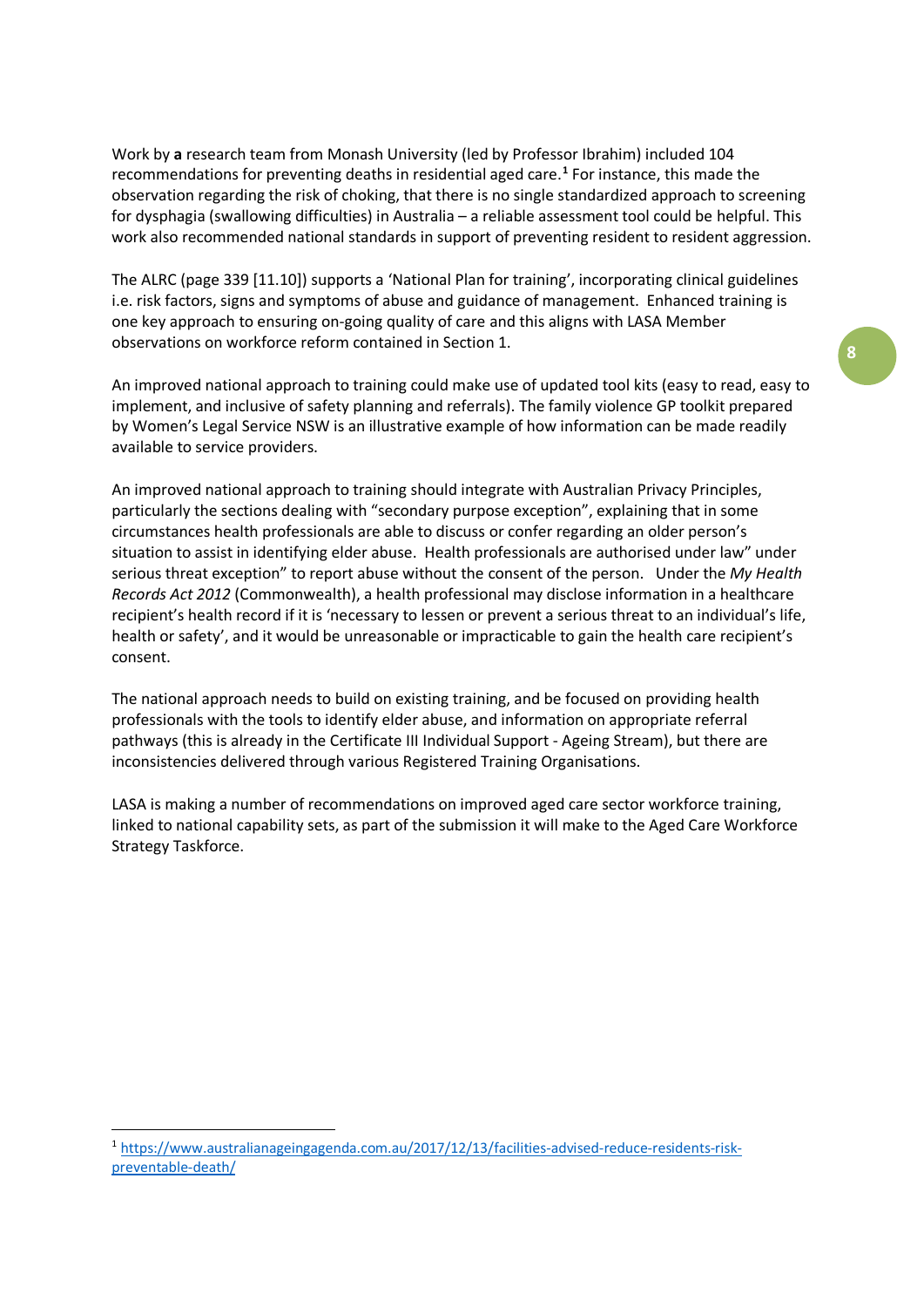Work by **a** research team from Monash University (led by Professor Ibrahim) included 104 recommendations for preventing deaths in residential aged care.[1] For instance, this made the observation regarding the risk of choking, that there is no single standardized approach to screening for dysphagia (swallowing difficulties) in Australia – a reliable assessment tool could be helpful. This work also recommended national standards in support of preventing resident to resident aggression.

The ALRC (page 339 [11.10]) supports a 'National Plan for training', incorporating clinical guidelines i.e. risk factors, signs and symptoms of abuse and guidance of management. Enhanced training is one key approach to ensuring on-going quality of care and this aligns with LASA Member observations on workforce reform contained in Section 1.

An improved national approach to training could make use of updated tool kits (easy to read, easy to implement, and inclusive of safety planning and referrals). The family violence GP toolkit prepared by Women's Legal Service NSW is an illustrative example of how information can be made readily available to service providers.

An improved national approach to training should integrate with Australian Privacy Principles, particularly the sections dealing with "secondary purpose exception", explaining that in some circumstances health professionals are able to discuss or confer regarding an older person's situation to assist in identifying elder abuse. Health professionals are authorised under law" under serious threat exception" to report abuse without the consent of the person. Under the *My Health Records Act 2012* (Commonwealth), a health professional may disclose information in a healthcare recipient's health record if it is 'necessary to lessen or prevent a serious threat to an individual's life, health or safety', and it would be unreasonable or impracticable to gain the health care recipient's consent.

The national approach needs to build on existing training, and be focused on providing health professionals with the tools to identify elder abuse, and information on appropriate referral pathways (this is already in the Certificate III Individual Support - Ageing Stream), but there are inconsistencies delivered through various Registered Training Organisations.

LASA is making a number of recommendations on improved aged care sector workforce training, linked to national capability sets, as part of the submission it will make to the Aged Care Workforce Strategy Taskforce.

---

[1] https://www.australianageingagenda.com.au/2017/12/13/facilities-advised-reduce-residents-risk-preventable-death/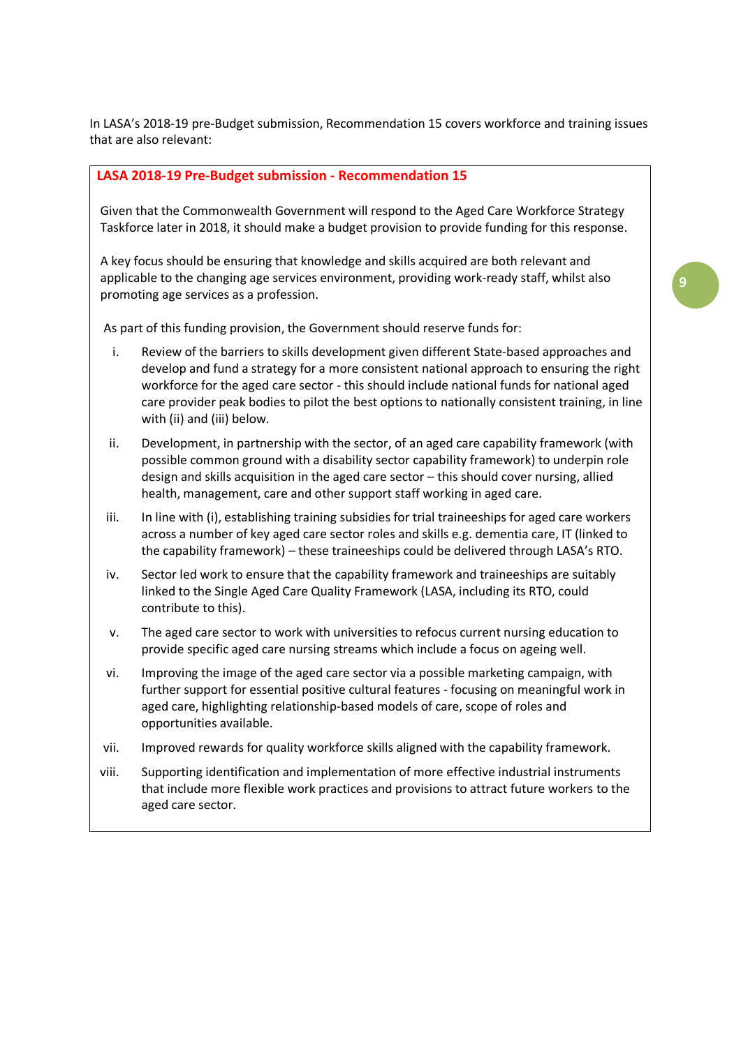In LASA's 2018-19 pre-Budget submission, Recommendation 15 covers workforce and training issues that are also relevant:

**LASA 2018-19 Pre-Budget submission - Recommendation 15**

Given that the Commonwealth Government will respond to the Aged Care Workforce Strategy Taskforce later in 2018, it should make a budget provision to provide funding for this response.

A key focus should be ensuring that knowledge and skills acquired are both relevant and applicable to the changing age services environment, providing work-ready staff, whilst also promoting age services as a profession.

As part of this funding provision, the Government should reserve funds for:

i. Review of the barriers to skills development given different State-based approaches and develop and fund a strategy for a more consistent national approach to ensuring the right workforce for the aged care sector - this should include national funds for national aged care provider peak bodies to pilot the best options to nationally consistent training, in line with (ii) and (iii) below.

ii. Development, in partnership with the sector, of an aged care capability framework (with possible common ground with a disability sector capability framework) to underpin role design and skills acquisition in the aged care sector – this should cover nursing, allied health, management, care and other support staff working in aged care.

iii. In line with (i), establishing training subsidies for trial traineeships for aged care workers across a number of key aged care sector roles and skills e.g. dementia care, IT (linked to the capability framework) – these traineeships could be delivered through LASA's RTO.

iv. Sector led work to ensure that the capability framework and traineeships are suitably linked to the Single Aged Care Quality Framework (LASA, including its RTO, could contribute to this).

v. The aged care sector to work with universities to refocus current nursing education to provide specific aged care nursing streams which include a focus on ageing well.

vi. Improving the image of the aged care sector via a possible marketing campaign, with further support for essential positive cultural features - focusing on meaningful work in aged care, highlighting relationship-based models of care, scope of roles and opportunities available.

vii. Improved rewards for quality workforce skills aligned with the capability framework.

viii. Supporting identification and implementation of more effective industrial instruments that include more flexible work practices and provisions to attract future workers to the aged care sector.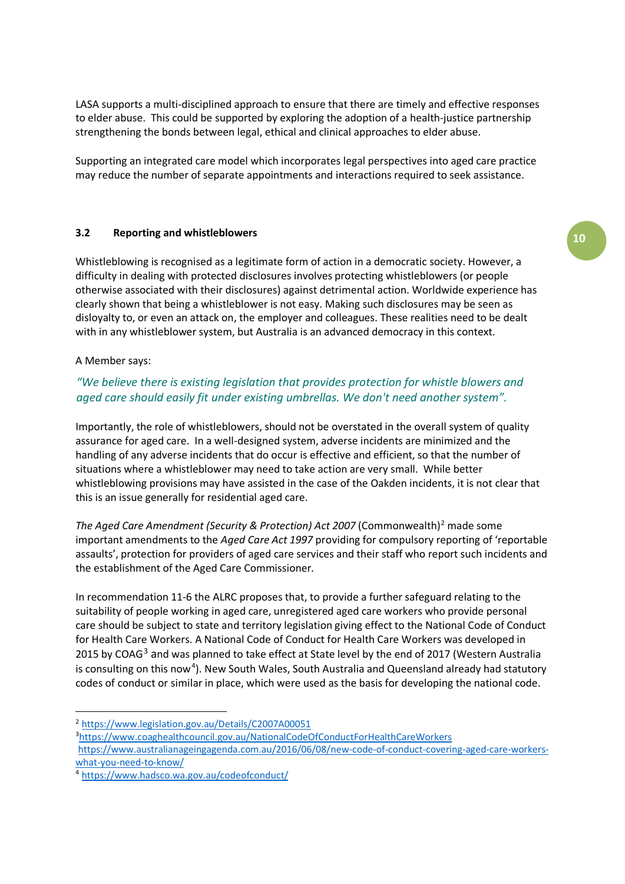LASA supports a multi-disciplined approach to ensure that there are timely and effective responses to elder abuse. This could be supported by exploring the adoption of a health-justice partnership strengthening the bonds between legal, ethical and clinical approaches to elder abuse.

Supporting an integrated care model which incorporates legal perspectives into aged care practice may reduce the number of separate appointments and interactions required to seek assistance.

### 3.2 Reporting and whistleblowers

Whistleblowing is recognised as a legitimate form of action in a democratic society. However, a difficulty in dealing with protected disclosures involves protecting whistleblowers (or people otherwise associated with their disclosures) against detrimental action. Worldwide experience has clearly shown that being a whistleblower is not easy. Making such disclosures may be seen as disloyalty to, or even an attack on, the employer and colleagues. These realities need to be dealt with in any whistleblower system, but Australia is an advanced democracy in this context.

A Member says:

*"We believe there is existing legislation that provides protection for whistle blowers and aged care should easily fit under existing umbrellas. We don't need another system".*

Importantly, the role of whistleblowers, should not be overstated in the overall system of quality assurance for aged care. In a well-designed system, adverse incidents are minimized and the handling of any adverse incidents that do occur is effective and efficient, so that the number of situations where a whistleblower may need to take action are very small. While better whistleblowing provisions may have assisted in the case of the Oakden incidents, it is not clear that this is an issue generally for residential aged care.

*The Aged Care Amendment (Security & Protection) Act 2007* (Commonwealth)[2] made some important amendments to the *Aged Care Act 1997* providing for compulsory reporting of 'reportable assaults', protection for providers of aged care services and their staff who report such incidents and the establishment of the Aged Care Commissioner.

In recommendation 11-6 the ALRC proposes that, to provide a further safeguard relating to the suitability of people working in aged care, unregistered aged care workers who provide personal care should be subject to state and territory legislation giving effect to the National Code of Conduct for Health Care Workers. A National Code of Conduct for Health Care Workers was developed in 2015 by COAG[3] and was planned to take effect at State level by the end of 2017 (Western Australia is consulting on this now[4]). New South Wales, South Australia and Queensland already had statutory codes of conduct or similar in place, which were used as the basis for developing the national code.

---

[2] https://www.legislation.gov.au/Details/C2007A00051

[3] https://www.coaghealthcouncil.gov.au/NationalCodeOfConductForHealthCareWorkers
https://www.australianageingagenda.com.au/2016/06/08/new-code-of-conduct-covering-aged-care-workers-what-you-need-to-know/

[4] https://www.hadsco.wa.gov.au/codeofconduct/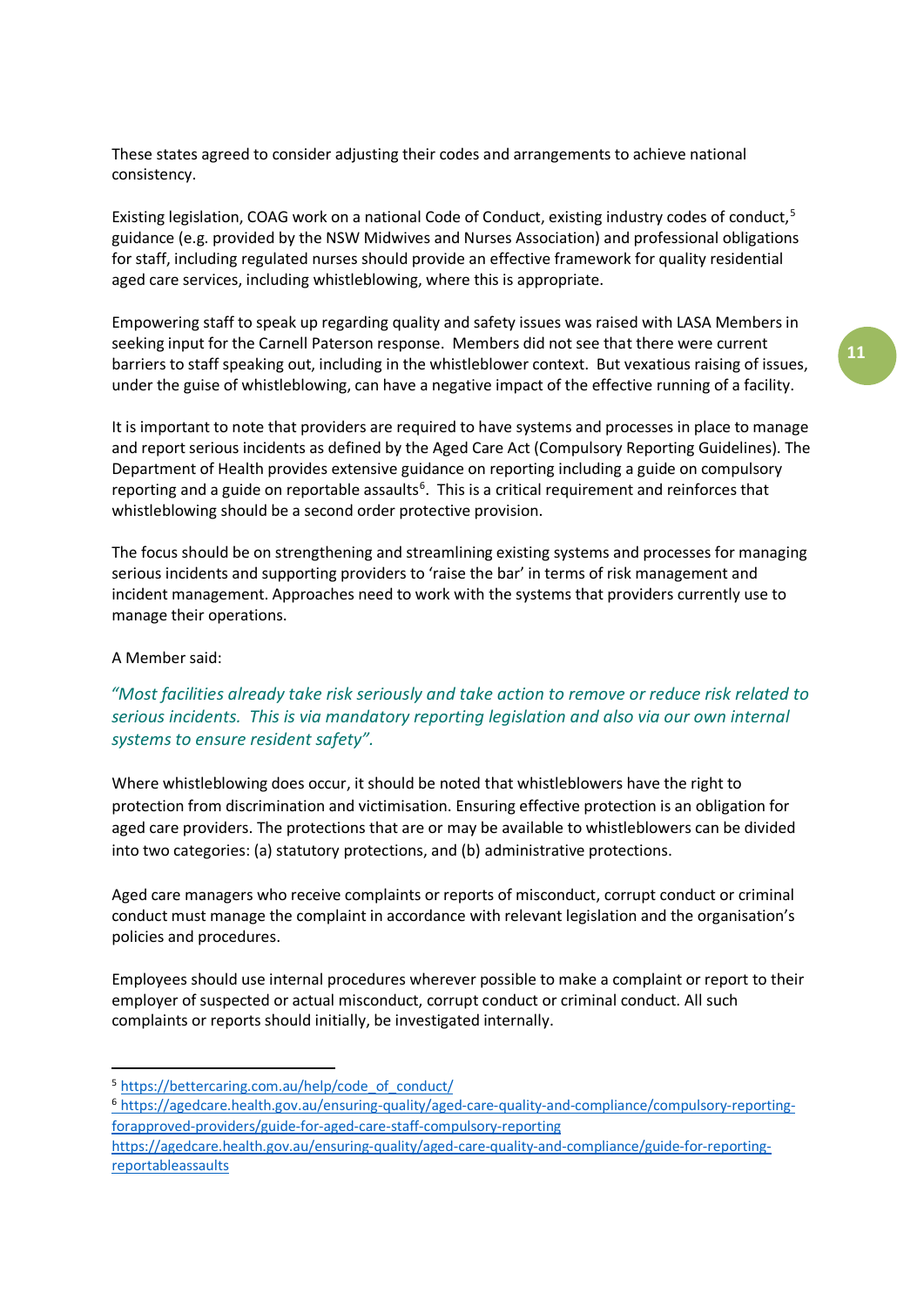These states agreed to consider adjusting their codes and arrangements to achieve national consistency.

Existing legislation, COAG work on a national Code of Conduct, existing industry codes of conduct,[5] guidance (e.g. provided by the NSW Midwives and Nurses Association) and professional obligations for staff, including regulated nurses should provide an effective framework for quality residential aged care services, including whistleblowing, where this is appropriate.

Empowering staff to speak up regarding quality and safety issues was raised with LASA Members in seeking input for the Carnell Paterson response. Members did not see that there were current barriers to staff speaking out, including in the whistleblower context. But vexatious raising of issues, under the guise of whistleblowing, can have a negative impact of the effective running of a facility.

It is important to note that providers are required to have systems and processes in place to manage and report serious incidents as defined by the Aged Care Act (Compulsory Reporting Guidelines). The Department of Health provides extensive guidance on reporting including a guide on compulsory reporting and a guide on reportable assaults[6]. This is a critical requirement and reinforces that whistleblowing should be a second order protective provision.

The focus should be on strengthening and streamlining existing systems and processes for managing serious incidents and supporting providers to 'raise the bar' in terms of risk management and incident management. Approaches need to work with the systems that providers currently use to manage their operations.

A Member said:

*"Most facilities already take risk seriously and take action to remove or reduce risk related to serious incidents. This is via mandatory reporting legislation and also via our own internal systems to ensure resident safety".*

Where whistleblowing does occur, it should be noted that whistleblowers have the right to protection from discrimination and victimisation. Ensuring effective protection is an obligation for aged care providers. The protections that are or may be available to whistleblowers can be divided into two categories: (a) statutory protections, and (b) administrative protections.

Aged care managers who receive complaints or reports of misconduct, corrupt conduct or criminal conduct must manage the complaint in accordance with relevant legislation and the organisation's policies and procedures.

Employees should use internal procedures wherever possible to make a complaint or report to their employer of suspected or actual misconduct, corrupt conduct or criminal conduct. All such complaints or reports should initially, be investigated internally.

---

[5] https://bettercaring.com.au/help/code_of_conduct/

[6] https://agedcare.health.gov.au/ensuring-quality/aged-care-quality-and-compliance/compulsory-reporting-forapproved-providers/guide-for-aged-care-staff-compulsory-reporting
https://agedcare.health.gov.au/ensuring-quality/aged-care-quality-and-compliance/guide-for-reporting-reportableassaults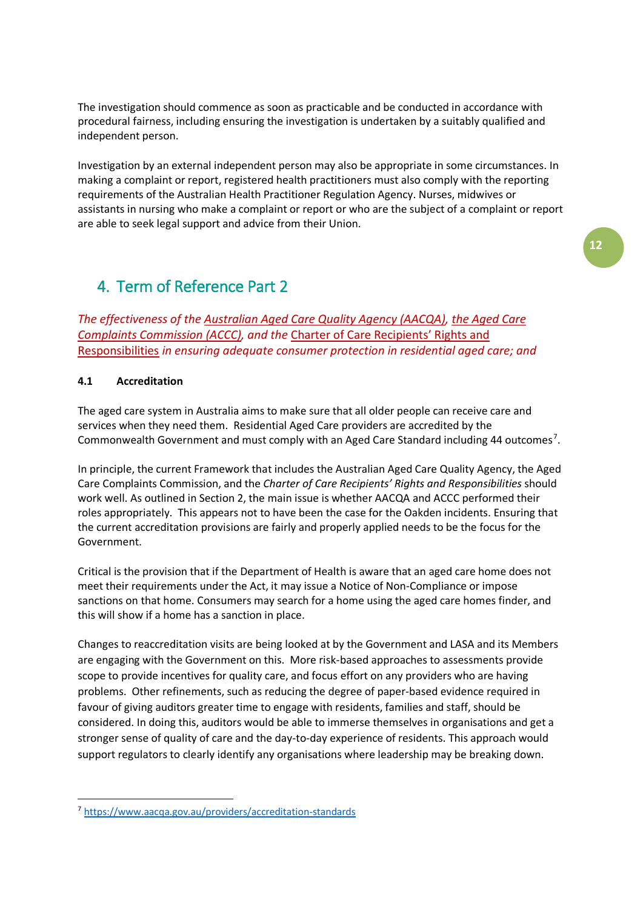The investigation should commence as soon as practicable and be conducted in accordance with procedural fairness, including ensuring the investigation is undertaken by a suitably qualified and independent person.

Investigation by an external independent person may also be appropriate in some circumstances. In making a complaint or report, registered health practitioners must also comply with the reporting requirements of the Australian Health Practitioner Regulation Agency. Nurses, midwives or assistants in nursing who make a complaint or report or who are the subject of a complaint or report are able to seek legal support and advice from their Union.

## 4. Term of Reference Part 2

*The effectiveness of the Australian Aged Care Quality Agency (AACQA), the Aged Care Complaints Commission (ACCC), and the Charter of Care Recipients' Rights and Responsibilities in ensuring adequate consumer protection in residential aged care; and*

### 4.1 Accreditation

The aged care system in Australia aims to make sure that all older people can receive care and services when they need them. Residential Aged Care providers are accredited by the Commonwealth Government and must comply with an Aged Care Standard including 44 outcomes[7].

In principle, the current Framework that includes the Australian Aged Care Quality Agency, the Aged Care Complaints Commission, and the *Charter of Care Recipients' Rights and Responsibilities* should work well. As outlined in Section 2, the main issue is whether AACQA and ACCC performed their roles appropriately. This appears not to have been the case for the Oakden incidents. Ensuring that the current accreditation provisions are fairly and properly applied needs to be the focus for the Government.

Critical is the provision that if the Department of Health is aware that an aged care home does not meet their requirements under the Act, it may issue a Notice of Non-Compliance or impose sanctions on that home. Consumers may search for a home using the aged care homes finder, and this will show if a home has a sanction in place.

Changes to reaccreditation visits are being looked at by the Government and LASA and its Members are engaging with the Government on this. More risk-based approaches to assessments provide scope to provide incentives for quality care, and focus effort on any providers who are having problems. Other refinements, such as reducing the degree of paper-based evidence required in favour of giving auditors greater time to engage with residents, families and staff, should be considered. In doing this, auditors would be able to immerse themselves in organisations and get a stronger sense of quality of care and the day-to-day experience of residents. This approach would support regulators to clearly identify any organisations where leadership may be breaking down.

[7] https://www.aacqa.gov.au/providers/accreditation-standards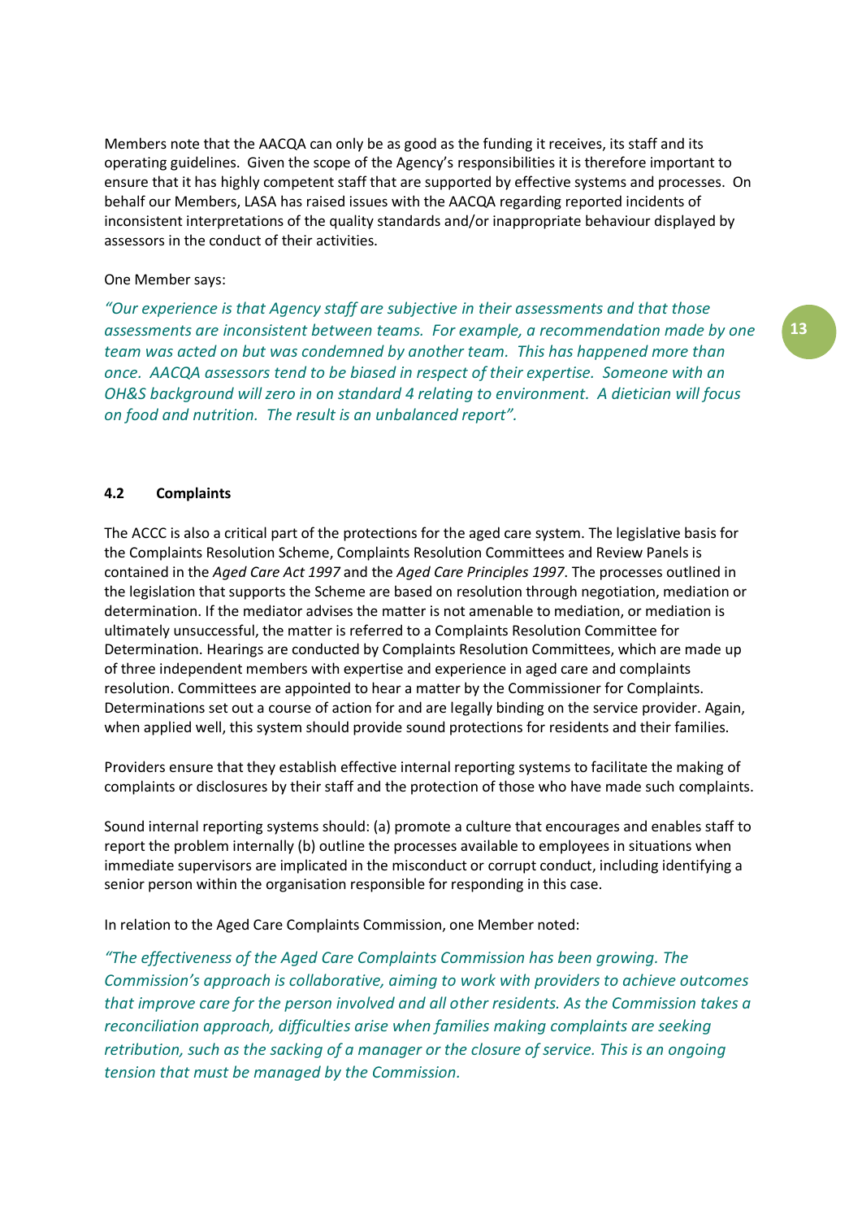Members note that the AACQA can only be as good as the funding it receives, its staff and its operating guidelines. Given the scope of the Agency's responsibilities it is therefore important to ensure that it has highly competent staff that are supported by effective systems and processes. On behalf our Members, LASA has raised issues with the AACQA regarding reported incidents of inconsistent interpretations of the quality standards and/or inappropriate behaviour displayed by assessors in the conduct of their activities.

One Member says:

*"Our experience is that Agency staff are subjective in their assessments and that those assessments are inconsistent between teams. For example, a recommendation made by one team was acted on but was condemned by another team. This has happened more than once. AACQA assessors tend to be biased in respect of their expertise. Someone with an OH&S background will zero in on standard 4 relating to environment. A dietician will focus on food and nutrition. The result is an unbalanced report".*

### 4.2 Complaints

The ACCC is also a critical part of the protections for the aged care system. The legislative basis for the Complaints Resolution Scheme, Complaints Resolution Committees and Review Panels is contained in the *Aged Care Act 1997* and the *Aged Care Principles 1997*. The processes outlined in the legislation that supports the Scheme are based on resolution through negotiation, mediation or determination. If the mediator advises the matter is not amenable to mediation, or mediation is ultimately unsuccessful, the matter is referred to a Complaints Resolution Committee for Determination. Hearings are conducted by Complaints Resolution Committees, which are made up of three independent members with expertise and experience in aged care and complaints resolution. Committees are appointed to hear a matter by the Commissioner for Complaints. Determinations set out a course of action for and are legally binding on the service provider. Again, when applied well, this system should provide sound protections for residents and their families.

Providers ensure that they establish effective internal reporting systems to facilitate the making of complaints or disclosures by their staff and the protection of those who have made such complaints.

Sound internal reporting systems should: (a) promote a culture that encourages and enables staff to report the problem internally (b) outline the processes available to employees in situations when immediate supervisors are implicated in the misconduct or corrupt conduct, including identifying a senior person within the organisation responsible for responding in this case.

In relation to the Aged Care Complaints Commission, one Member noted:

*"The effectiveness of the Aged Care Complaints Commission has been growing. The Commission's approach is collaborative, aiming to work with providers to achieve outcomes that improve care for the person involved and all other residents. As the Commission takes a reconciliation approach, difficulties arise when families making complaints are seeking retribution, such as the sacking of a manager or the closure of service. This is an ongoing tension that must be managed by the Commission.*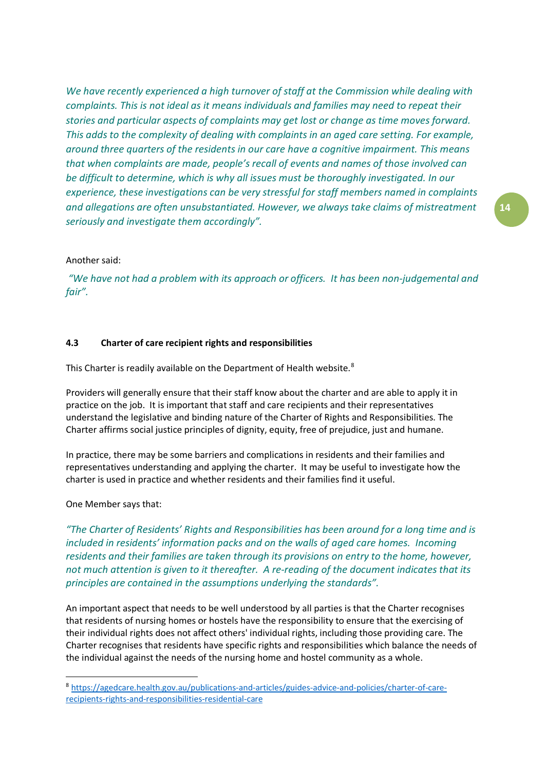*We have recently experienced a high turnover of staff at the Commission while dealing with complaints. This is not ideal as it means individuals and families may need to repeat their stories and particular aspects of complaints may get lost or change as time moves forward. This adds to the complexity of dealing with complaints in an aged care setting. For example, around three quarters of the residents in our care have a cognitive impairment. This means that when complaints are made, people's recall of events and names of those involved can be difficult to determine, which is why all issues must be thoroughly investigated. In our experience, these investigations can be very stressful for staff members named in complaints and allegations are often unsubstantiated. However, we always take claims of mistreatment seriously and investigate them accordingly".*

Another said:

*"We have not had a problem with its approach or officers. It has been non-judgemental and fair".*

### 4.3 Charter of care recipient rights and responsibilities

This Charter is readily available on the Department of Health website.[8]

Providers will generally ensure that their staff know about the charter and are able to apply it in practice on the job. It is important that staff and care recipients and their representatives understand the legislative and binding nature of the Charter of Rights and Responsibilities. The Charter affirms social justice principles of dignity, equity, free of prejudice, just and humane.

In practice, there may be some barriers and complications in residents and their families and representatives understanding and applying the charter. It may be useful to investigate how the charter is used in practice and whether residents and their families find it useful.

One Member says that:

*"The Charter of Residents' Rights and Responsibilities has been around for a long time and is included in residents' information packs and on the walls of aged care homes. Incoming residents and their families are taken through its provisions on entry to the home, however, not much attention is given to it thereafter. A re-reading of the document indicates that its principles are contained in the assumptions underlying the standards".*

An important aspect that needs to be well understood by all parties is that the Charter recognises that residents of nursing homes or hostels have the responsibility to ensure that the exercising of their individual rights does not affect others' individual rights, including those providing care. The Charter recognises that residents have specific rights and responsibilities which balance the needs of the individual against the needs of the nursing home and hostel community as a whole.

---

[8] https://agedcare.health.gov.au/publications-and-articles/guides-advice-and-policies/charter-of-care-recipients-rights-and-responsibilities-residential-care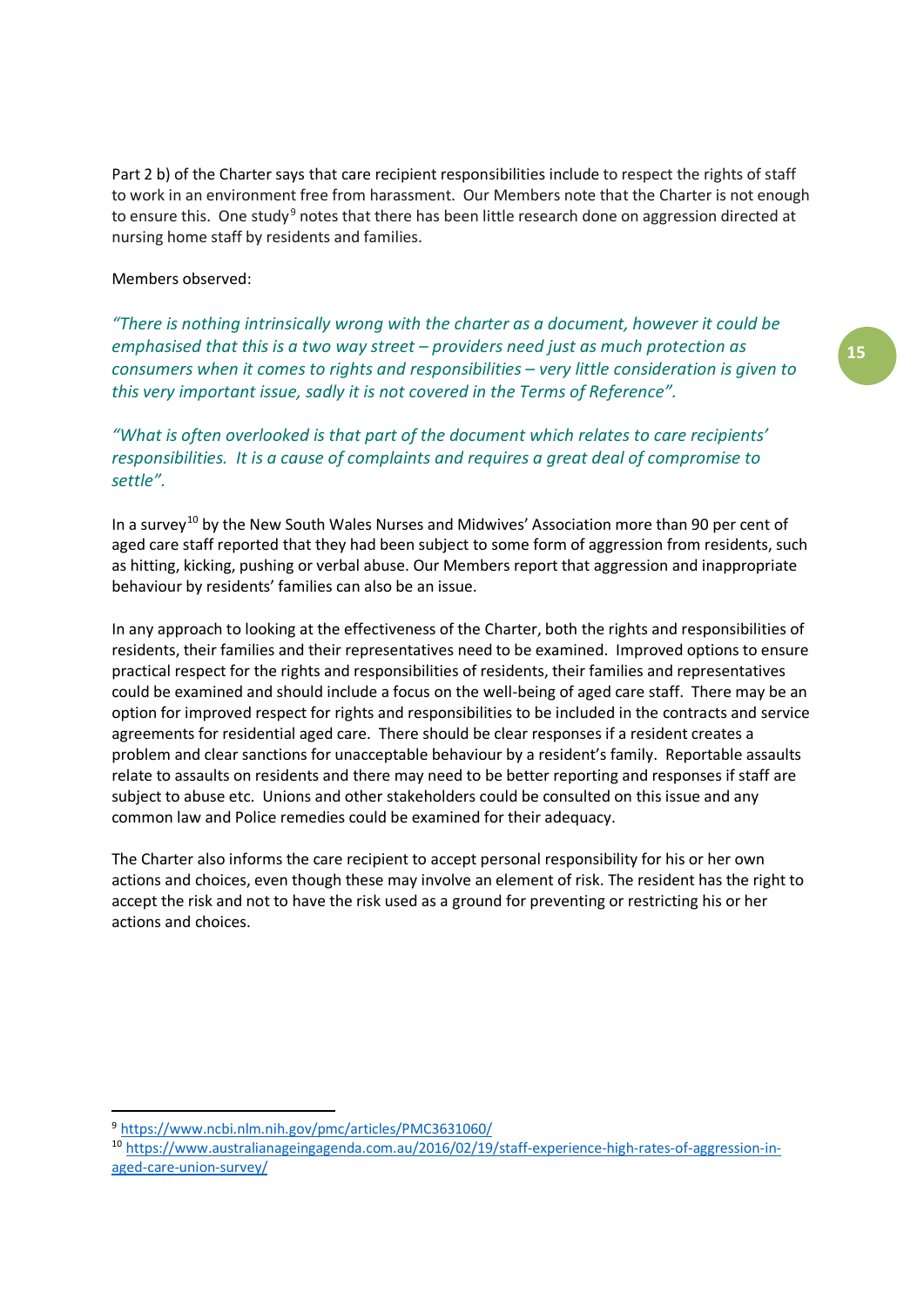Part 2 b) of the Charter says that care recipient responsibilities include to respect the rights of staff to work in an environment free from harassment. Our Members note that the Charter is not enough to ensure this. One study[9] notes that there has been little research done on aggression directed at nursing home staff by residents and families.

Members observed:

*"There is nothing intrinsically wrong with the charter as a document, however it could be emphasised that this is a two way street – providers need just as much protection as consumers when it comes to rights and responsibilities – very little consideration is given to this very important issue, sadly it is not covered in the Terms of Reference".*

*"What is often overlooked is that part of the document which relates to care recipients' responsibilities. It is a cause of complaints and requires a great deal of compromise to settle".*

In a survey[10] by the New South Wales Nurses and Midwives' Association more than 90 per cent of aged care staff reported that they had been subject to some form of aggression from residents, such as hitting, kicking, pushing or verbal abuse. Our Members report that aggression and inappropriate behaviour by residents' families can also be an issue.

In any approach to looking at the effectiveness of the Charter, both the rights and responsibilities of residents, their families and their representatives need to be examined. Improved options to ensure practical respect for the rights and responsibilities of residents, their families and representatives could be examined and should include a focus on the well-being of aged care staff. There may be an option for improved respect for rights and responsibilities to be included in the contracts and service agreements for residential aged care. There should be clear responses if a resident creates a problem and clear sanctions for unacceptable behaviour by a resident's family. Reportable assaults relate to assaults on residents and there may need to be better reporting and responses if staff are subject to abuse etc. Unions and other stakeholders could be consulted on this issue and any common law and Police remedies could be examined for their adequacy.

The Charter also informs the care recipient to accept personal responsibility for his or her own actions and choices, even though these may involve an element of risk. The resident has the right to accept the risk and not to have the risk used as a ground for preventing or restricting his or her actions and choices.

---

[9] https://www.ncbi.nlm.nih.gov/pmc/articles/PMC3631060/

[10] https://www.australianageingagenda.com.au/2016/02/19/staff-experience-high-rates-of-aggression-in-aged-care-union-survey/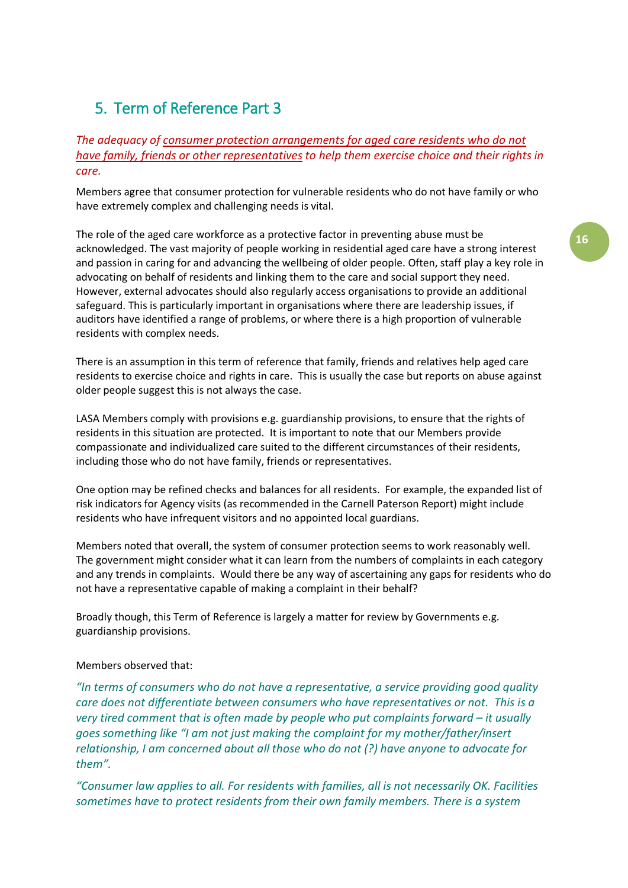## 5. Term of Reference Part 3

*The adequacy of consumer protection arrangements for aged care residents who do not have family, friends or other representatives to help them exercise choice and their rights in care.*

Members agree that consumer protection for vulnerable residents who do not have family or who have extremely complex and challenging needs is vital.

The role of the aged care workforce as a protective factor in preventing abuse must be acknowledged. The vast majority of people working in residential aged care have a strong interest and passion in caring for and advancing the wellbeing of older people. Often, staff play a key role in advocating on behalf of residents and linking them to the care and social support they need. However, external advocates should also regularly access organisations to provide an additional safeguard. This is particularly important in organisations where there are leadership issues, if auditors have identified a range of problems, or where there is a high proportion of vulnerable residents with complex needs.

There is an assumption in this term of reference that family, friends and relatives help aged care residents to exercise choice and rights in care. This is usually the case but reports on abuse against older people suggest this is not always the case.

LASA Members comply with provisions e.g. guardianship provisions, to ensure that the rights of residents in this situation are protected. It is important to note that our Members provide compassionate and individualized care suited to the different circumstances of their residents, including those who do not have family, friends or representatives.

One option may be refined checks and balances for all residents. For example, the expanded list of risk indicators for Agency visits (as recommended in the Carnell Paterson Report) might include residents who have infrequent visitors and no appointed local guardians.

Members noted that overall, the system of consumer protection seems to work reasonably well. The government might consider what it can learn from the numbers of complaints in each category and any trends in complaints. Would there be any way of ascertaining any gaps for residents who do not have a representative capable of making a complaint in their behalf?

Broadly though, this Term of Reference is largely a matter for review by Governments e.g. guardianship provisions.

Members observed that:

*"In terms of consumers who do not have a representative, a service providing good quality care does not differentiate between consumers who have representatives or not. This is a very tired comment that is often made by people who put complaints forward – it usually goes something like "I am not just making the complaint for my mother/father/insert relationship, I am concerned about all those who do not (?) have anyone to advocate for them".*

*"Consumer law applies to all. For residents with families, all is not necessarily OK. Facilities sometimes have to protect residents from their own family members. There is a system*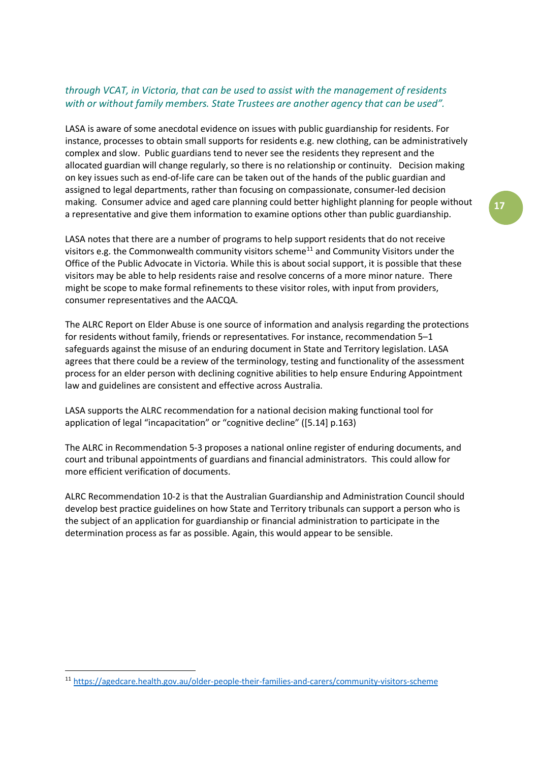*through VCAT, in Victoria, that can be used to assist with the management of residents with or without family members. State Trustees are another agency that can be used".*

LASA is aware of some anecdotal evidence on issues with public guardianship for residents. For instance, processes to obtain small supports for residents e.g. new clothing, can be administratively complex and slow. Public guardians tend to never see the residents they represent and the allocated guardian will change regularly, so there is no relationship or continuity. Decision making on key issues such as end-of-life care can be taken out of the hands of the public guardian and assigned to legal departments, rather than focusing on compassionate, consumer-led decision making. Consumer advice and aged care planning could better highlight planning for people without a representative and give them information to examine options other than public guardianship.

LASA notes that there are a number of programs to help support residents that do not receive visitors e.g. the Commonwealth community visitors scheme[11] and Community Visitors under the Office of the Public Advocate in Victoria. While this is about social support, it is possible that these visitors may be able to help residents raise and resolve concerns of a more minor nature. There might be scope to make formal refinements to these visitor roles, with input from providers, consumer representatives and the AACQA.

The ALRC Report on Elder Abuse is one source of information and analysis regarding the protections for residents without family, friends or representatives. For instance, recommendation 5–1 safeguards against the misuse of an enduring document in State and Territory legislation. LASA agrees that there could be a review of the terminology, testing and functionality of the assessment process for an elder person with declining cognitive abilities to help ensure Enduring Appointment law and guidelines are consistent and effective across Australia.

LASA supports the ALRC recommendation for a national decision making functional tool for application of legal "incapacitation" or "cognitive decline" ([5.14] p.163)

The ALRC in Recommendation 5-3 proposes a national online register of enduring documents, and court and tribunal appointments of guardians and financial administrators. This could allow for more efficient verification of documents.

ALRC Recommendation 10-2 is that the Australian Guardianship and Administration Council should develop best practice guidelines on how State and Territory tribunals can support a person who is the subject of an application for guardianship or financial administration to participate in the determination process as far as possible. Again, this would appear to be sensible.

---

[11] https://agedcare.health.gov.au/older-people-their-families-and-carers/community-visitors-scheme